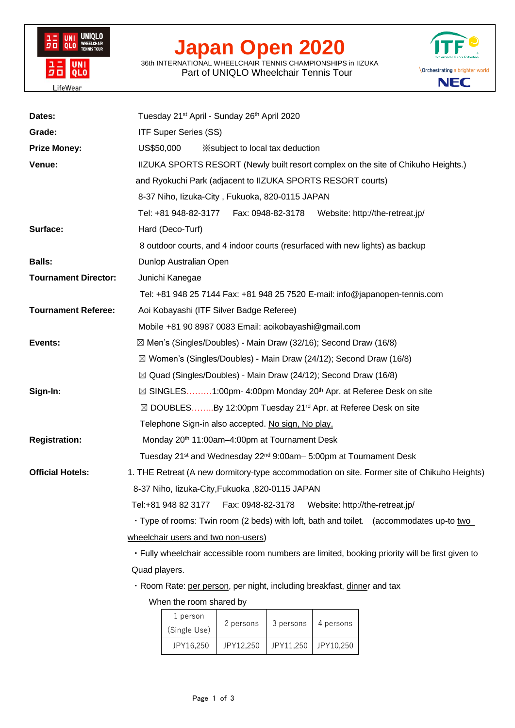# Japan Open 2020

36th INTERNATIONAL WHEELCHAIR TENNIS CHAMPIONSHIPS in IIZUKA

Part of UNIQLO Wheelchair Tennis Tour

**Dates:** Tuesday 21st April - Sunday 26th April 2020

**Grade:** ITF Super Series (SS)

**Prize Money:** US$50,000 ※subject to local tax deduction

**Venue:** IIZUKA SPORTS RESORT (Newly built resort complex on the site of Chikuho Heights.) and Ryokuchi Park (adjacent to IIZUKA SPORTS RESORT courts)
8-37 Niho, Iizuka-City , Fukuoka, 820-0115 JAPAN
Tel: +81 948-82-3177 Fax: 0948-82-3178 Website: http://the-retreat.jp/

**Surface:** Hard (Deco-Turf)
8 outdoor courts, and 4 indoor courts (resurfaced with new lights) as backup

**Balls:** Dunlop Australian Open

**Tournament Director:** Junichi Kanegae
Tel: +81 948 25 7144 Fax: +81 948 25 7520 E-mail: info@japanopen-tennis.com

**Tournament Referee:** Aoi Kobayashi (ITF Silver Badge Referee)
Mobile +81 90 8987 0083 Email: aoikobayashi@gmail.com

**Events:**
- ☒ Men's (Singles/Doubles) - Main Draw (32/16); Second Draw (16/8)
- ☒ Women's (Singles/Doubles) - Main Draw (24/12); Second Draw (16/8)
- ☒ Quad (Singles/Doubles) - Main Draw (24/12); Second Draw (16/8)

**Sign-In:**
- ☒ SINGLES………1:00pm- 4:00pm Monday 20th Apr. at Referee Desk on site
- ☒ DOUBLES……..By 12:00pm Tuesday 21rd Apr. at Referee Desk on site

Telephone Sign-in also accepted. No sign, No play.

**Registration:** Monday 20th 11:00am–4:00pm at Tournament Desk
Tuesday 21st and Wednesday 22nd 9:00am– 5:00pm at Tournament Desk

**Official Hotels:** 1. THE Retreat (A new dormitory-type accommodation on site. Former site of Chikuho Heights)
8-37 Niho, Iizuka-City,Fukuoka ,820-0115 JAPAN
Tel:+81 948 82 3177 Fax: 0948-82-3178 Website: http://the-retreat.jp/

- Type of rooms: Twin room (2 beds) with loft, bath and toilet. (accommodates up-to two wheelchair users and two non-users)
- Fully wheelchair accessible room numbers are limited, booking priority will be first given to Quad players.
- Room Rate: per person, per night, including breakfast, dinner and tax

When the room shared by

| 1 person (Single Use) | 2 persons | 3 persons | 4 persons |
|---|---|---|---|
| JPY16,250 | JPY12,250 | JPY11,250 | JPY10,250 |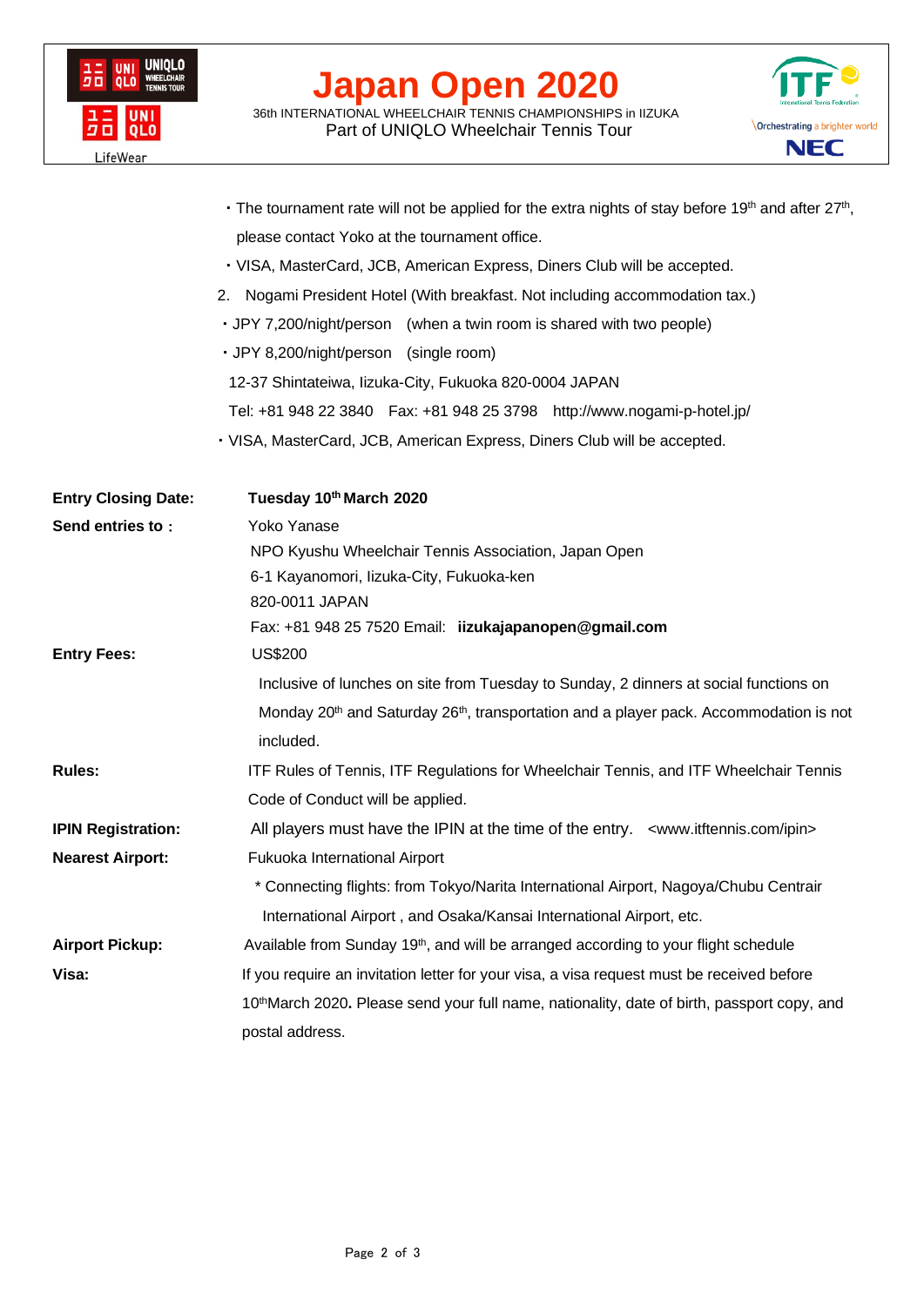- The tournament rate will not be applied for the extra nights of stay before 19th and after 27th, please contact Yoko at the tournament office.
- VISA, MasterCard, JCB, American Express, Diners Club will be accepted.

2. Nogami President Hotel (With breakfast. Not including accommodation tax.)
   - JPY 7,200/night/person (when a twin room is shared with two people)
   - JPY 8,200/night/person (single room)

   12-37 Shintateiwa, Iizuka-City, Fukuoka 820-0004 JAPAN

   Tel: +81 948 22 3840 Fax: +81 948 25 3798 http://www.nogami-p-hotel.jp/

   - VISA, MasterCard, JCB, American Express, Diners Club will be accepted.

**Entry Closing Date:** **Tuesday 10th March 2020**

**Send entries to:** Yoko Yanase
NPO Kyushu Wheelchair Tennis Association, Japan Open
6-1 Kayanomori, Iizuka-City, Fukuoka-ken
820-0011 JAPAN
Fax: +81 948 25 7520 Email: **iizukajapanopen@gmail.com**

**Entry Fees:** US$200
Inclusive of lunches on site from Tuesday to Sunday, 2 dinners at social functions on Monday 20th and Saturday 26th, transportation and a player pack. Accommodation is not included.

**Rules:** ITF Rules of Tennis, ITF Regulations for Wheelchair Tennis, and ITF Wheelchair Tennis Code of Conduct will be applied.

**IPIN Registration:** All players must have the IPIN at the time of the entry. <www.itftennis.com/ipin>

**Nearest Airport:** Fukuoka International Airport
* Connecting flights: from Tokyo/Narita International Airport, Nagoya/Chubu Centrair International Airport , and Osaka/Kansai International Airport, etc.

**Airport Pickup:** Available from Sunday 19th, and will be arranged according to your flight schedule

**Visa:** If you require an invitation letter for your visa, a visa request must be received before 10thMarch 2020**.** Please send your full name, nationality, date of birth, passport copy, and postal address.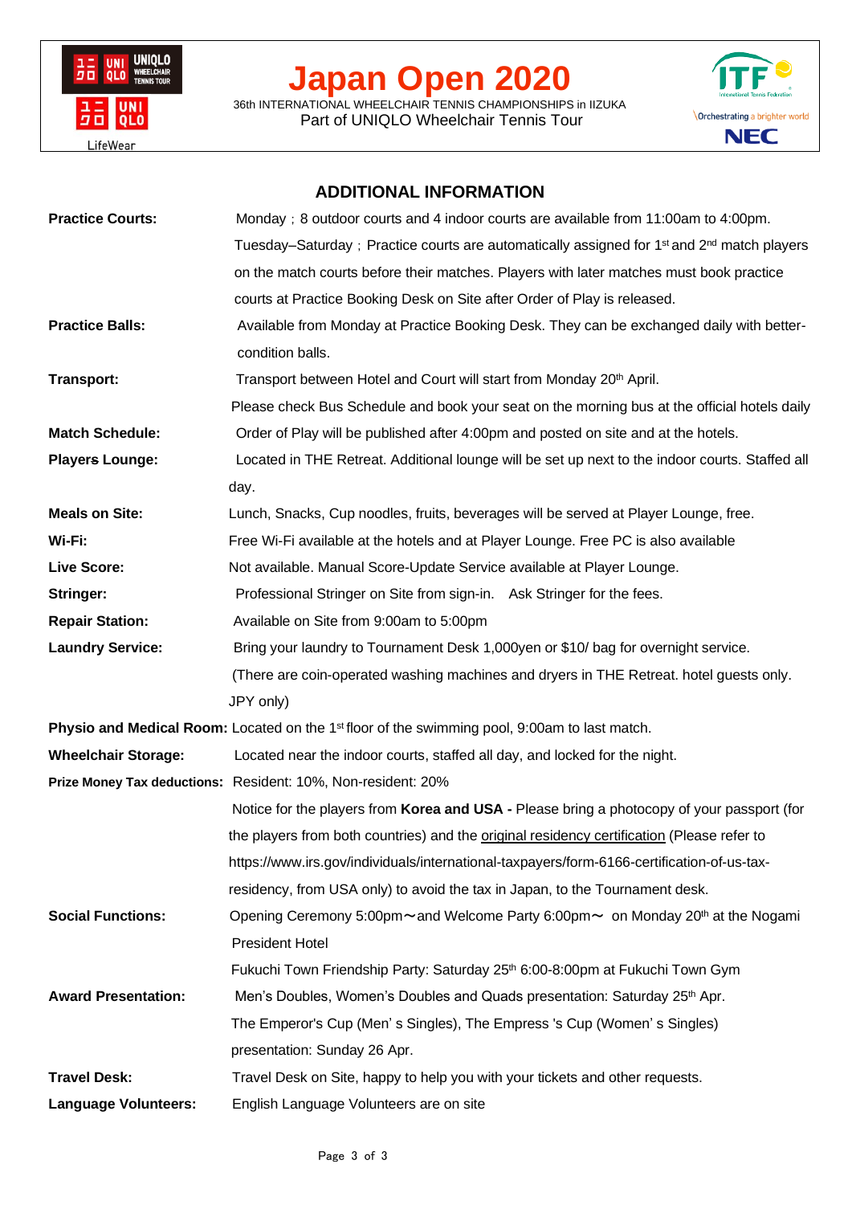# Japan Open 2020

36th INTERNATIONAL WHEELCHAIR TENNIS CHAMPIONSHIPS in IIZUKA
Part of UNIQLO Wheelchair Tennis Tour

## ADDITIONAL INFORMATION

| | |
|---|---|
| **Practice Courts:** | Monday；8 outdoor courts and 4 indoor courts are available from 11:00am to 4:00pm. Tuesday–Saturday；Practice courts are automatically assigned for 1st and 2nd match players on the match courts before their matches. Players with later matches must book practice courts at Practice Booking Desk on Site after Order of Play is released. |
| **Practice Balls:** | Available from Monday at Practice Booking Desk. They can be exchanged daily with better-condition balls. |
| **Transport:** | Transport between Hotel and Court will start from Monday 20th April. Please check Bus Schedule and book your seat on the morning bus at the official hotels daily |
| **Match Schedule:** | Order of Play will be published after 4:00pm and posted on site and at the hotels. |
| **Players Lounge:** | Located in THE Retreat. Additional lounge will be set up next to the indoor courts. Staffed all day. |
| **Meals on Site:** | Lunch, Snacks, Cup noodles, fruits, beverages will be served at Player Lounge, free. |
| **Wi-Fi:** | Free Wi-Fi available at the hotels and at Player Lounge. Free PC is also available |
| **Live Score:** | Not available. Manual Score-Update Service available at Player Lounge. |
| **Stringer:** | Professional Stringer on Site from sign-in.　Ask Stringer for the fees. |
| **Repair Station:** | Available on Site from 9:00am to 5:00pm |
| **Laundry Service:** | Bring your laundry to Tournament Desk 1,000yen or $10/ bag for overnight service. (There are coin-operated washing machines and dryers in THE Retreat. hotel guests only. JPY only) |
| **Physio and Medical Room:** | Located on the 1st floor of the swimming pool, 9:00am to last match. |
| **Wheelchair Storage:** | Located near the indoor courts, staffed all day, and locked for the night. |
| **Prize Money Tax deductions:** | Resident: 10%, Non-resident: 20% Notice for the players from **Korea and USA -** Please bring a photocopy of your passport (for the players from both countries) and the original residency certification (Please refer to https://www.irs.gov/individuals/international-taxpayers/form-6166-certification-of-us-tax-residency, from USA only) to avoid the tax in Japan, to the Tournament desk. |
| **Social Functions:** | Opening Ceremony 5:00pm～and Welcome Party 6:00pm～ on Monday 20th at the Nogami President Hotel. Fukuchi Town Friendship Party: Saturday 25th 6:00-8:00pm at Fukuchi Town Gym |
| **Award Presentation:** | Men's Doubles, Women's Doubles and Quads presentation: Saturday 25th Apr. The Emperor's Cup (Men' s Singles), The Empress 's Cup (Women' s Singles) presentation: Sunday 26 Apr. |
| **Travel Desk:** | Travel Desk on Site, happy to help you with your tickets and other requests. |
| **Language Volunteers:** | English Language Volunteers are on site |